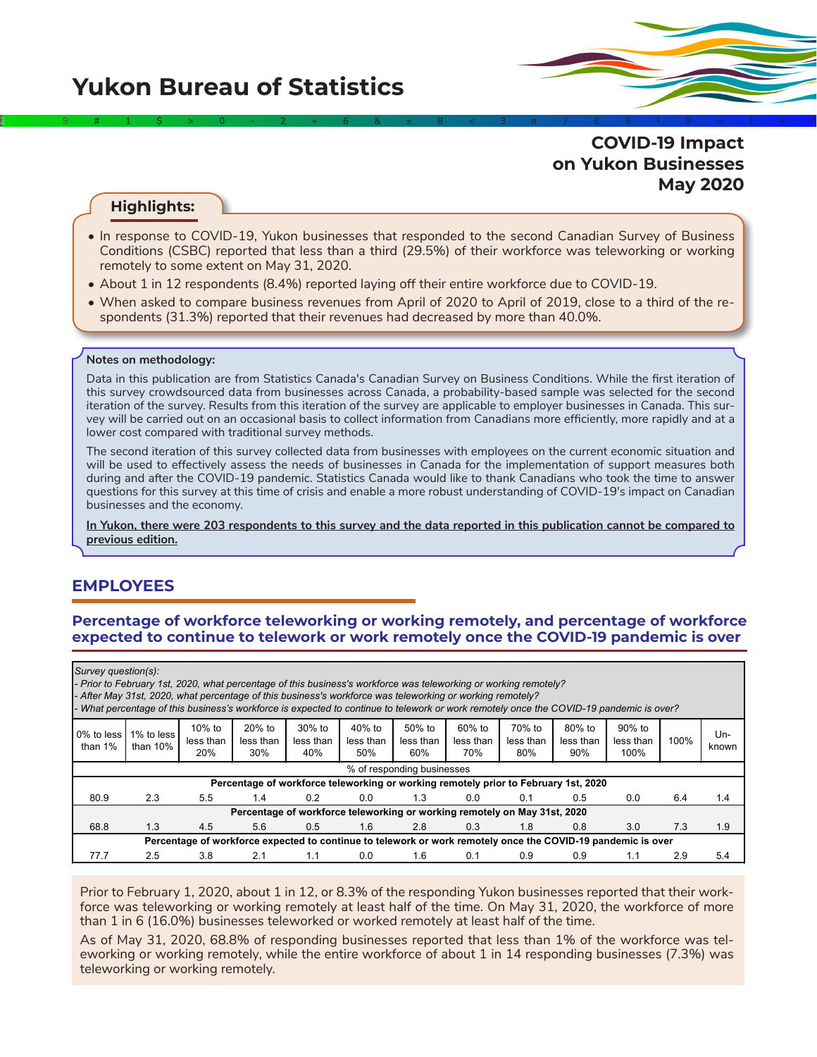# Yukon Bureau of Statistics

## COVID-19 Impact on Yukon Businesses May 2020

### Highlights:

- In response to COVID-19, Yukon businesses that responded to the second Canadian Survey of Business Conditions (CSBC) reported that less than a third (29.5%) of their workforce was teleworking or working remotely to some extent on May 31, 2020.
- About 1 in 12 respondents (8.4%) reported laying off their entire workforce due to COVID-19.
- When asked to compare business revenues from April of 2020 to April of 2019, close to a third of the respondents (31.3%) reported that their revenues had decreased by more than 40.0%.

**Notes on methodology:**

Data in this publication are from Statistics Canada's Canadian Survey on Business Conditions. While the first iteration of this survey crowdsourced data from businesses across Canada, a probability-based sample was selected for the second iteration of the survey. Results from this iteration of the survey are applicable to employer businesses in Canada. This survey will be carried out on an occasional basis to collect information from Canadians more efficiently, more rapidly and at a lower cost compared with traditional survey methods.

The second iteration of this survey collected data from businesses with employees on the current economic situation and will be used to effectively assess the needs of businesses in Canada for the implementation of support measures both during and after the COVID-19 pandemic. Statistics Canada would like to thank Canadians who took the time to answer questions for this survey at this time of crisis and enable a more robust understanding of COVID-19's impact on Canadian businesses and the economy.

**In Yukon, there were 203 respondents to this survey and the data reported in this publication cannot be compared to previous edition.**

## EMPLOYEES

### Percentage of workforce teleworking or working remotely, and percentage of workforce expected to continue to telework or work remotely once the COVID-19 pandemic is over

*Survey question(s):*
*- Prior to February 1st, 2020, what percentage of this business's workforce was teleworking or working remotely?*
*- After May 31st, 2020, what percentage of this business's workforce was teleworking or working remotely?*
*- What percentage of this business's workforce is expected to continue to telework or work remotely once the COVID-19 pandemic is over?*

| 0% to less than 1% | 1% to less than 10% | 10% to less than 20% | 20% to less than 30% | 30% to less than 40% | 40% to less than 50% | 50% to less than 60% | 60% to less than 70% | 70% to less than 80% | 80% to less than 90% | 90% to less than 100% | 100% | Unknown |
|---|---|---|---|---|---|---|---|---|---|---|---|---|
| % of responding businesses | | | | | | | | | | | | |
| **Percentage of workforce teleworking or working remotely prior to February 1st, 2020** | | | | | | | | | | | | |
| 80.9 | 2.3 | 5.5 | 1.4 | 0.2 | 0.0 | 1.3 | 0.0 | 0.1 | 0.5 | 0.0 | 6.4 | 1.4 |
| **Percentage of workforce teleworking or working remotely on May 31st, 2020** | | | | | | | | | | | | |
| 68.8 | 1.3 | 4.5 | 5.6 | 0.5 | 1.6 | 2.8 | 0.3 | 1.8 | 0.8 | 3.0 | 7.3 | 1.9 |
| **Percentage of workforce expected to continue to telework or work remotely once the COVID-19 pandemic is over** | | | | | | | | | | | | |
| 77.7 | 2.5 | 3.8 | 2.1 | 1.1 | 0.0 | 1.6 | 0.1 | 0.9 | 0.9 | 1.1 | 2.9 | 5.4 |

Prior to February 1, 2020, about 1 in 12, or 8.3% of the responding Yukon businesses reported that their workforce was teleworking or working remotely at least half of the time. On May 31, 2020, the workforce of more than 1 in 6 (16.0%) businesses teleworked or worked remotely at least half of the time.

As of May 31, 2020, 68.8% of responding businesses reported that less than 1% of the workforce was teleworking or working remotely, while the entire workforce of about 1 in 14 responding businesses (7.3%) was teleworking or working remotely.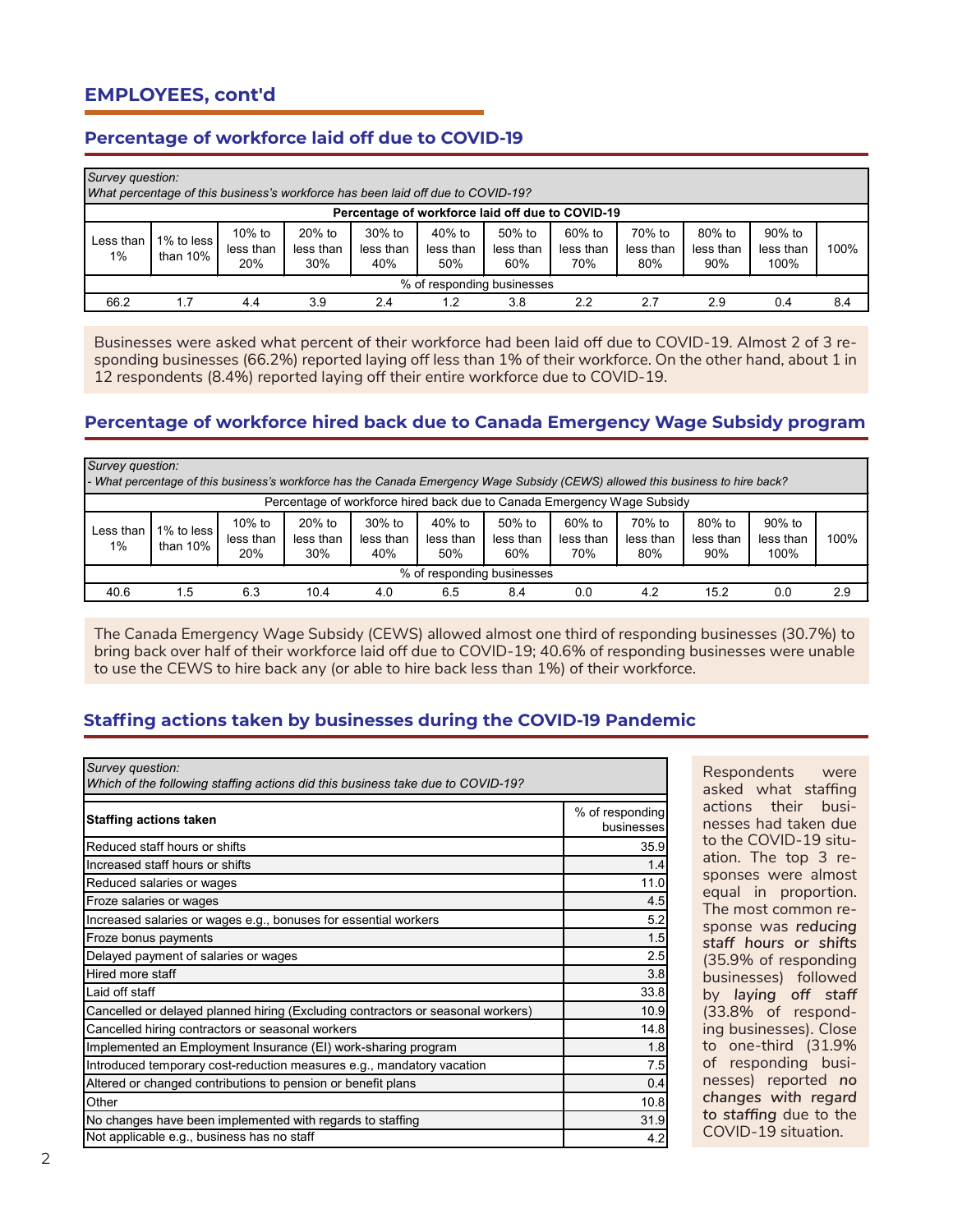## EMPLOYEES, cont'd

### Percentage of workforce laid off due to COVID-19

| *Survey question:* *What percentage of this business's workforce has been laid off due to COVID-19?* | | | | | | | | | | | |
|---|---|---|---|---|---|---|---|---|---|---|---|
| **Percentage of workforce laid off due to COVID-19** | | | | | | | | | | | |
| Less than 1% | 1% to less than 10% | 10% to less than 20% | 20% to less than 30% | 30% to less than 40% | 40% to less than 50% | 50% to less than 60% | 60% to less than 70% | 70% to less than 80% | 80% to less than 90% | 90% to less than 100% | 100% |
| % of responding businesses | | | | | | | | | | | |
| 66.2 | 1.7 | 4.4 | 3.9 | 2.4 | 1.2 | 3.8 | 2.2 | 2.7 | 2.9 | 0.4 | 8.4 |

Businesses were asked what percent of their workforce had been laid off due to COVID-19. Almost 2 of 3 responding businesses (66.2%) reported laying off less than 1% of their workforce. On the other hand, about 1 in 12 respondents (8.4%) reported laying off their entire workforce due to COVID-19.

### Percentage of workforce hired back due to Canada Emergency Wage Subsidy program

| *Survey question:* *- What percentage of this business's workforce has the Canada Emergency Wage Subsidy (CEWS) allowed this business to hire back?* | | | | | | | | | | | |
|---|---|---|---|---|---|---|---|---|---|---|---|
| Percentage of workforce hired back due to Canada Emergency Wage Subsidy | | | | | | | | | | | |
| Less than 1% | 1% to less than 10% | 10% to less than 20% | 20% to less than 30% | 30% to less than 40% | 40% to less than 50% | 50% to less than 60% | 60% to less than 70% | 70% to less than 80% | 80% to less than 90% | 90% to less than 100% | 100% |
| % of responding businesses | | | | | | | | | | | |
| 40.6 | 1.5 | 6.3 | 10.4 | 4.0 | 6.5 | 8.4 | 0.0 | 4.2 | 15.2 | 0.0 | 2.9 |

The Canada Emergency Wage Subsidy (CEWS) allowed almost one third of responding businesses (30.7%) to bring back over half of their workforce laid off due to COVID-19; 40.6% of responding businesses were unable to use the CEWS to hire back any (or able to hire back less than 1%) of their workforce.

### Staffing actions taken by businesses during the COVID-19 Pandemic

*Survey question:*
*Which of the following staffing actions did this business take due to COVID-19?*

| Staffing actions taken | % of responding businesses |
|---|---|
| Reduced staff hours or shifts | 35.9 |
| Increased staff hours or shifts | 1.4 |
| Reduced salaries or wages | 11.0 |
| Froze salaries or wages | 4.5 |
| Increased salaries or wages e.g., bonuses for essential workers | 5.2 |
| Froze bonus payments | 1.5 |
| Delayed payment of salaries or wages | 2.5 |
| Hired more staff | 3.8 |
| Laid off staff | 33.8 |
| Cancelled or delayed planned hiring (Excluding contractors or seasonal workers) | 10.9 |
| Cancelled hiring contractors or seasonal workers | 14.8 |
| Implemented an Employment Insurance (EI) work-sharing program | 1.8 |
| Introduced temporary cost-reduction measures e.g., mandatory vacation | 7.5 |
| Altered or changed contributions to pension or benefit plans | 0.4 |
| Other | 10.8 |
| No changes have been implemented with regards to staffing | 31.9 |
| Not applicable e.g., business has no staff | 4.2 |

Respondents were asked what staffing actions their businesses had taken due to the COVID-19 situation. The top 3 responses were almost equal in proportion. The most common response was ***reducing staff hours or shifts*** (35.9% of responding businesses) followed by ***laying off staff*** (33.8% of responding businesses). Close to one-third (31.9% of responding businesses) reported ***no changes with regard to staffing*** due to the COVID-19 situation.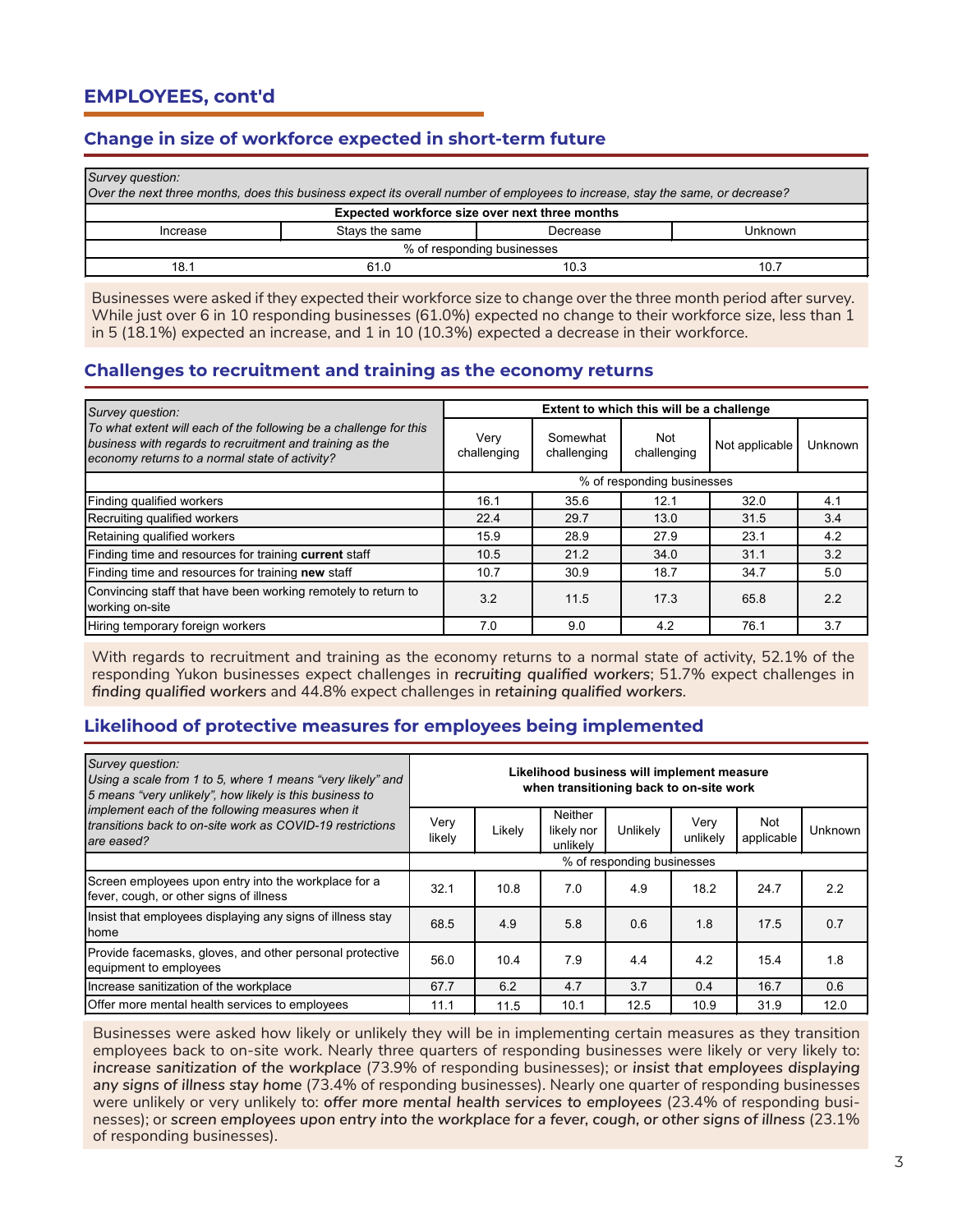## EMPLOYEES, cont'd

### Change in size of workforce expected in short-term future

| *Survey question:* *Over the next three months, does this business expect its overall number of employees to increase, stay the same, or decrease?* | | | |
|---|---|---|---|
| **Expected workforce size over next three months** | | | |
| Increase | Stays the same | Decrease | Unknown |
| % of responding businesses | | | |
| 18.1 | 61.0 | 10.3 | 10.7 |

Businesses were asked if they expected their workforce size to change over the three month period after survey. While just over 6 in 10 responding businesses (61.0%) expected no change to their workforce size, less than 1 in 5 (18.1%) expected an increase, and 1 in 10 (10.3%) expected a decrease in their workforce.

### Challenges to recruitment and training as the economy returns

| *Survey question:* *To what extent will each of the following be a challenge for this business with regards to recruitment and training as the economy returns to a normal state of activity?* | **Extent to which this will be a challenge** | | | | |
|---|---|---|---|---|---|
| | Very challenging | Somewhat challenging | Not challenging | Not applicable | Unknown |
| | % of responding businesses | | | | |
| Finding qualified workers | 16.1 | 35.6 | 12.1 | 32.0 | 4.1 |
| Recruiting qualified workers | 22.4 | 29.7 | 13.0 | 31.5 | 3.4 |
| Retaining qualified workers | 15.9 | 28.9 | 27.9 | 23.1 | 4.2 |
| Finding time and resources for training **current** staff | 10.5 | 21.2 | 34.0 | 31.1 | 3.2 |
| Finding time and resources for training **new** staff | 10.7 | 30.9 | 18.7 | 34.7 | 5.0 |
| Convincing staff that have been working remotely to return to working on-site | 3.2 | 11.5 | 17.3 | 65.8 | 2.2 |
| Hiring temporary foreign workers | 7.0 | 9.0 | 4.2 | 76.1 | 3.7 |

With regards to recruitment and training as the economy returns to a normal state of activity, 52.1% of the responding Yukon businesses expect challenges in *recruiting qualified workers*; 51.7% expect challenges in *finding qualified workers* and 44.8% expect challenges in *retaining qualified workers*.

### Likelihood of protective measures for employees being implemented

| *Survey question:* *Using a scale from 1 to 5, where 1 means "very likely" and 5 means "very unlikely", how likely is this business to implement each of the following measures when it transitions back to on-site work as COVID-19 restrictions are eased?* | **Likelihood business will implement measure when transitioning back to on-site work** | | | | | | |
|---|---|---|---|---|---|---|---|
| | Very likely | Likely | Neither likely nor unlikely | Unlikely | Very unlikely | Not applicable | Unknown |
| | % of responding businesses | | | | | | |
| Screen employees upon entry into the workplace for a fever, cough, or other signs of illness | 32.1 | 10.8 | 7.0 | 4.9 | 18.2 | 24.7 | 2.2 |
| Insist that employees displaying any signs of illness stay home | 68.5 | 4.9 | 5.8 | 0.6 | 1.8 | 17.5 | 0.7 |
| Provide facemasks, gloves, and other personal protective equipment to employees | 56.0 | 10.4 | 7.9 | 4.4 | 4.2 | 15.4 | 1.8 |
| Increase sanitization of the workplace | 67.7 | 6.2 | 4.7 | 3.7 | 0.4 | 16.7 | 0.6 |
| Offer more mental health services to employees | 11.1 | 11.5 | 10.1 | 12.5 | 10.9 | 31.9 | 12.0 |

Businesses were asked how likely or unlikely they will be in implementing certain measures as they transition employees back to on-site work. Nearly three quarters of responding businesses were likely or very likely to: *increase sanitization of the workplace* (73.9% of responding businesses); or *insist that employees displaying any signs of illness stay home* (73.4% of responding businesses). Nearly one quarter of responding businesses were unlikely or very unlikely to: *offer more mental health services to employees* (23.4% of responding businesses); or *screen employees upon entry into the workplace for a fever, cough, or other signs of illness* (23.1% of responding businesses).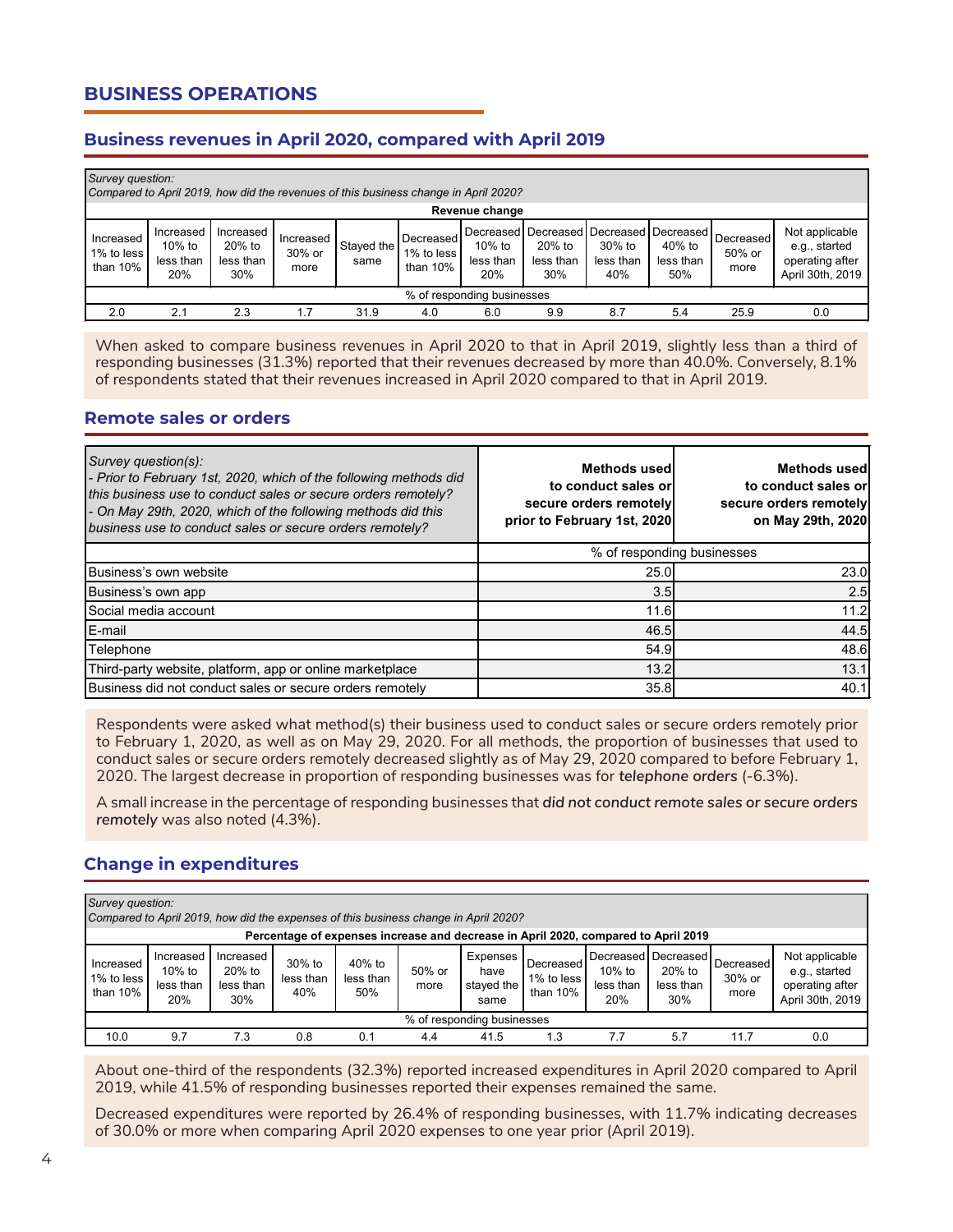## BUSINESS OPERATIONS

### Business revenues in April 2020, compared with April 2019

| *Survey question: Compared to April 2019, how did the revenues of this business change in April 2020?* | | | | | | | | | | | |
|---|---|---|---|---|---|---|---|---|---|---|---|
| **Revenue change** | | | | | | | | | | | |
| Increased 1% to less than 10% | Increased 10% to less than 20% | Increased 20% to less than 30% | Increased 30% or more | Stayed the same | Decreased 1% to less than 10% | Decreased 10% to less than 20% | Decreased 20% to less than 30% | Decreased 30% to less than 40% | Decreased 40% to less than 50% | Decreased 50% or more | Not applicable e.g., started operating after April 30th, 2019 |
| % of responding businesses | | | | | | | | | | | |
| 2.0 | 2.1 | 2.3 | 1.7 | 31.9 | 4.0 | 6.0 | 9.9 | 8.7 | 5.4 | 25.9 | 0.0 |

When asked to compare business revenues in April 2020 to that in April 2019, slightly less than a third of responding businesses (31.3%) reported that their revenues decreased by more than 40.0%. Conversely, 8.1% of respondents stated that their revenues increased in April 2020 compared to that in April 2019.

### Remote sales or orders

| *Survey question(s): - Prior to February 1st, 2020, which of the following methods did this business use to conduct sales or secure orders remotely? - On May 29th, 2020, which of the following methods did this business use to conduct sales or secure orders remotely?* | **Methods used to conduct sales or secure orders remotely prior to February 1st, 2020** | **Methods used to conduct sales or secure orders remotely on May 29th, 2020** |
|---|---|---|
| | % of responding businesses | |
| Business's own website | 25.0 | 23.0 |
| Business's own app | 3.5 | 2.5 |
| Social media account | 11.6 | 11.2 |
| E-mail | 46.5 | 44.5 |
| Telephone | 54.9 | 48.6 |
| Third-party website, platform, app or online marketplace | 13.2 | 13.1 |
| Business did not conduct sales or secure orders remotely | 35.8 | 40.1 |

Respondents were asked what method(s) their business used to conduct sales or secure orders remotely prior to February 1, 2020, as well as on May 29, 2020. For all methods, the proportion of businesses that used to conduct sales or secure orders remotely decreased slightly as of May 29, 2020 compared to before February 1, 2020. The largest decrease in proportion of responding businesses was for *telephone orders* (-6.3%).

A small increase in the percentage of responding businesses that *did not conduct remote sales or secure orders remotely* was also noted (4.3%).

### Change in expenditures

| *Survey question: Compared to April 2019, how did the expenses of this business change in April 2020?* | | | | | | | | | | | |
|---|---|---|---|---|---|---|---|---|---|---|---|
| **Percentage of expenses increase and decrease in April 2020, compared to April 2019** | | | | | | | | | | | |
| Increased 1% to less than 10% | Increased 10% to less than 20% | Increased 20% to less than 30% | 30% to less than 40% | 40% to less than 50% | 50% or more | Expenses have stayed the same | Decreased 1% to less than 10% | Decreased 10% to less than 20% | Decreased 20% to less than 30% | Decreased 30% or more | Not applicable e.g., started operating after April 30th, 2019 |
| % of responding businesses | | | | | | | | | | | |
| 10.0 | 9.7 | 7.3 | 0.8 | 0.1 | 4.4 | 41.5 | 1.3 | 7.7 | 5.7 | 11.7 | 0.0 |

About one-third of the respondents (32.3%) reported increased expenditures in April 2020 compared to April 2019, while 41.5% of responding businesses reported their expenses remained the same.

Decreased expenditures were reported by 26.4% of responding businesses, with 11.7% indicating decreases of 30.0% or more when comparing April 2020 expenses to one year prior (April 2019).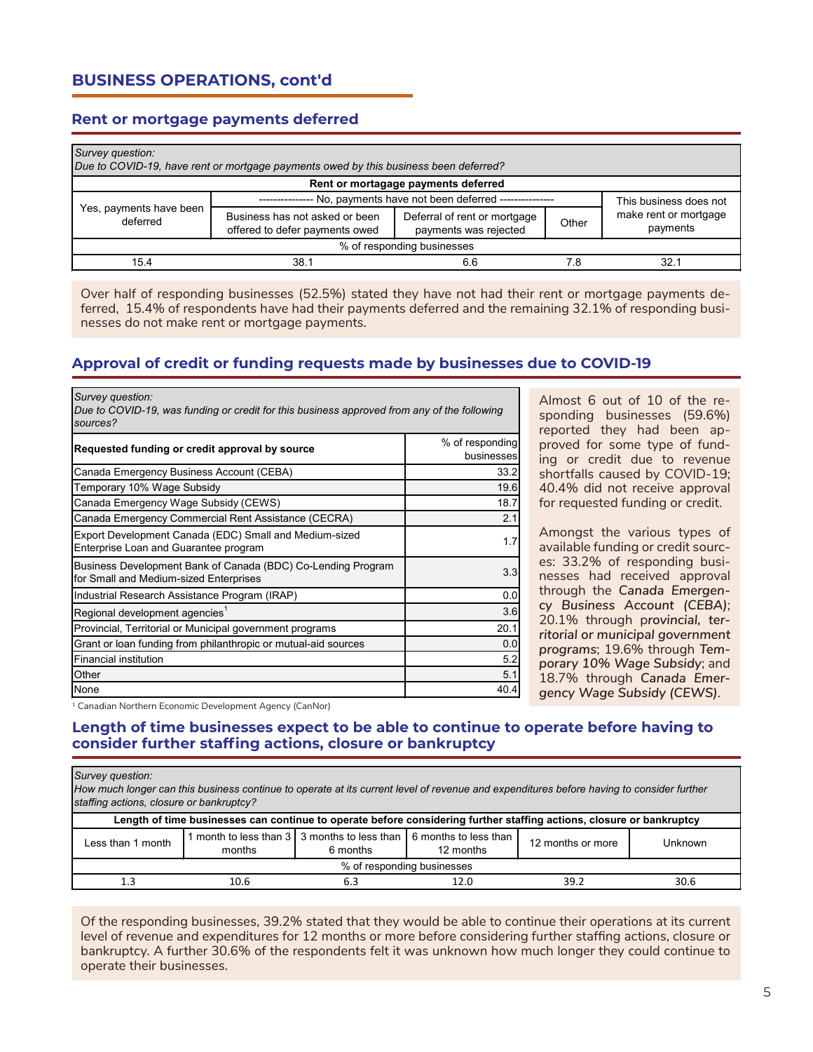## BUSINESS OPERATIONS, cont'd

### Rent or mortgage payments deferred

*Survey question:*
*Due to COVID-19, have rent or mortgage payments owed by this business been deferred?*

| Rent or mortagage payments deferred | | | | |
|---|---|---|---|---|
| Yes, payments have been deferred | -------------- No, payments have not been deferred -------------- | | | This business does not make rent or mortgage payments |
| | Business has not asked or been offered to defer payments owed | Deferral of rent or mortgage payments was rejected | Other | |
| % of responding businesses | | | | |
| 15.4 | 38.1 | 6.6 | 7.8 | 32.1 |

Over half of responding businesses (52.5%) stated they have not had their rent or mortgage payments deferred, 15.4% of respondents have had their payments deferred and the remaining 32.1% of responding businesses do not make rent or mortgage payments.

### Approval of credit or funding requests made by businesses due to COVID-19

*Survey question:*
*Due to COVID-19, was funding or credit for this business approved from any of the following sources?*

| Requested funding or credit approval by source | % of responding businesses |
|---|---|
| Canada Emergency Business Account (CEBA) | 33.2 |
| Temporary 10% Wage Subsidy | 19.6 |
| Canada Emergency Wage Subsidy (CEWS) | 18.7 |
| Canada Emergency Commercial Rent Assistance (CECRA) | 2.1 |
| Export Development Canada (EDC) Small and Medium-sized Enterprise Loan and Guarantee program | 1.7 |
| Business Development Bank of Canada (BDC) Co-Lending Program for Small and Medium-sized Enterprises | 3.3 |
| Industrial Research Assistance Program (IRAP) | 0.0 |
| Regional development agencies[1] | 3.6 |
| Provincial, Territorial or Municipal government programs | 20.1 |
| Grant or loan funding from philanthropic or mutual-aid sources | 0.0 |
| Financial institution | 5.2 |
| Other | 5.1 |
| None | 40.4 |

[1] Canadian Northern Economic Development Agency (CanNor)

Almost 6 out of 10 of the responding businesses (59.6%) reported they had been approved for some type of funding or credit due to revenue shortfalls caused by COVID-19; 40.4% did not receive approval for requested funding or credit.

Amongst the various types of available funding or credit sources: 33.2% of responding businesses had received approval through the *Canada Emergency Business Account (CEBA)*; 20.1% through p*rovincial, territorial or municipal government programs*; 19.6% through *Temporary 10% Wage Subsidy*; and 18.7% through *Canada Emergency Wage Subsidy (CEWS)*.

### Length of time businesses expect to be able to continue to operate before having to consider further staffing actions, closure or bankruptcy

*Survey question:*
*How much longer can this business continue to operate at its current level of revenue and expenditures before having to consider further staffing actions, closure or bankruptcy?*

| Length of time businesses can continue to operate before considering further staffing actions, closure or bankruptcy | | | | | |
|---|---|---|---|---|---|
| Less than 1 month | 1 month to less than 3 months | 3 months to less than 6 months | 6 months to less than 12 months | 12 months or more | Unknown |
| % of responding businesses | | | | | |
| 1.3 | 10.6 | 6.3 | 12.0 | 39.2 | 30.6 |

Of the responding businesses, 39.2% stated that they would be able to continue their operations at its current level of revenue and expenditures for 12 months or more before considering further staffing actions, closure or bankruptcy. A further 30.6% of the respondents felt it was unknown how much longer they could continue to operate their businesses.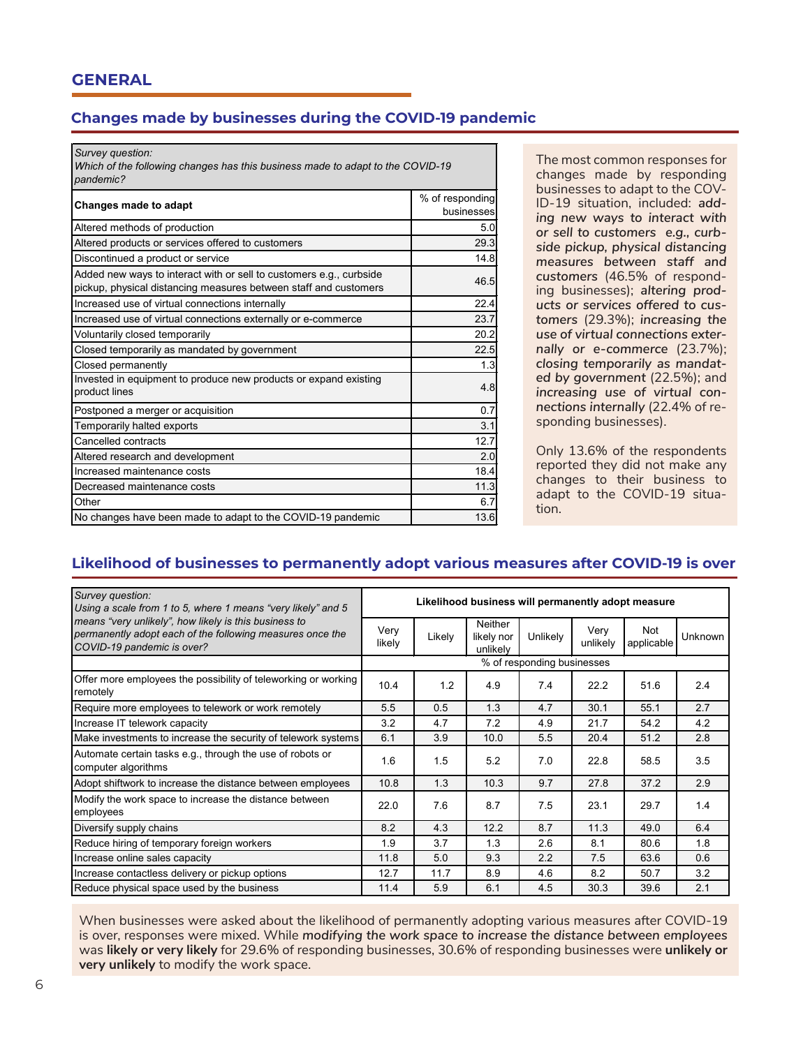## GENERAL

### Changes made by businesses during the COVID-19 pandemic

| *Survey question:* *Which of the following changes has this business made to adapt to the COVID-19 pandemic?* | |
|---|---|
| **Changes made to adapt** | % of responding businesses |
| Altered methods of production | 5.0 |
| Altered products or services offered to customers | 29.3 |
| Discontinued a product or service | 14.8 |
| Added new ways to interact with or sell to customers e.g., curbside pickup, physical distancing measures between staff and customers | 46.5 |
| Increased use of virtual connections internally | 22.4 |
| Increased use of virtual connections externally or e-commerce | 23.7 |
| Voluntarily closed temporarily | 20.2 |
| Closed temporarily as mandated by government | 22.5 |
| Closed permanently | 1.3 |
| Invested in equipment to produce new products or expand existing product lines | 4.8 |
| Postponed a merger or acquisition | 0.7 |
| Temporarily halted exports | 3.1 |
| Cancelled contracts | 12.7 |
| Altered research and development | 2.0 |
| Increased maintenance costs | 18.4 |
| Decreased maintenance costs | 11.3 |
| Other | 6.7 |
| No changes have been made to adapt to the COVID-19 pandemic | 13.6 |

The most common responses for changes made by responding businesses to adapt to the COVID-19 situation, included: ***adding new ways to interact with or sell to customers e.g., curbside pickup, physical distancing measures between staff and customers*** (46.5% of responding businesses); ***altering products or services offered to customers*** (29.3%); ***increasing the use of virtual connections externally or e-commerce*** (23.7%); ***closing temporarily as mandated by government*** (22.5%); and ***increasing use of virtual connections internally*** (22.4% of responding businesses).

Only 13.6% of the respondents reported they did not make any changes to their business to adapt to the COVID-19 situation.

### Likelihood of businesses to permanently adopt various measures after COVID-19 is over

| *Survey question:* *Using a scale from 1 to 5, where 1 means "very likely" and 5 means "very unlikely", how likely is this business to permanently adopt each of the following measures once the COVID-19 pandemic is over?* | **Likelihood business will permanently adopt measure** | | | | | | |
|---|---|---|---|---|---|---|---|
| | Very likely | Likely | Neither likely nor unlikely | Unlikely | Very unlikely | Not applicable | Unknown |
| | % of responding businesses | | | | | | |
| Offer more employees the possibility of teleworking or working remotely | 10.4 | 1.2 | 4.9 | 7.4 | 22.2 | 51.6 | 2.4 |
| Require more employees to telework or work remotely | 5.5 | 0.5 | 1.3 | 4.7 | 30.1 | 55.1 | 2.7 |
| Increase IT telework capacity | 3.2 | 4.7 | 7.2 | 4.9 | 21.7 | 54.2 | 4.2 |
| Make investments to increase the security of telework systems | 6.1 | 3.9 | 10.0 | 5.5 | 20.4 | 51.2 | 2.8 |
| Automate certain tasks e.g., through the use of robots or computer algorithms | 1.6 | 1.5 | 5.2 | 7.0 | 22.8 | 58.5 | 3.5 |
| Adopt shiftwork to increase the distance between employees | 10.8 | 1.3 | 10.3 | 9.7 | 27.8 | 37.2 | 2.9 |
| Modify the work space to increase the distance between employees | 22.0 | 7.6 | 8.7 | 7.5 | 23.1 | 29.7 | 1.4 |
| Diversify supply chains | 8.2 | 4.3 | 12.2 | 8.7 | 11.3 | 49.0 | 6.4 |
| Reduce hiring of temporary foreign workers | 1.9 | 3.7 | 1.3 | 2.6 | 8.1 | 80.6 | 1.8 |
| Increase online sales capacity | 11.8 | 5.0 | 9.3 | 2.2 | 7.5 | 63.6 | 0.6 |
| Increase contactless delivery or pickup options | 12.7 | 11.7 | 8.9 | 4.6 | 8.2 | 50.7 | 3.2 |
| Reduce physical space used by the business | 11.4 | 5.9 | 6.1 | 4.5 | 30.3 | 39.6 | 2.1 |

When businesses were asked about the likelihood of permanently adopting various measures after COVID-19 is over, responses were mixed. While ***modifying the work space to increase the distance between employees*** was **likely or very likely** for 29.6% of responding businesses, 30.6% of responding businesses were **unlikely or very unlikely** to modify the work space.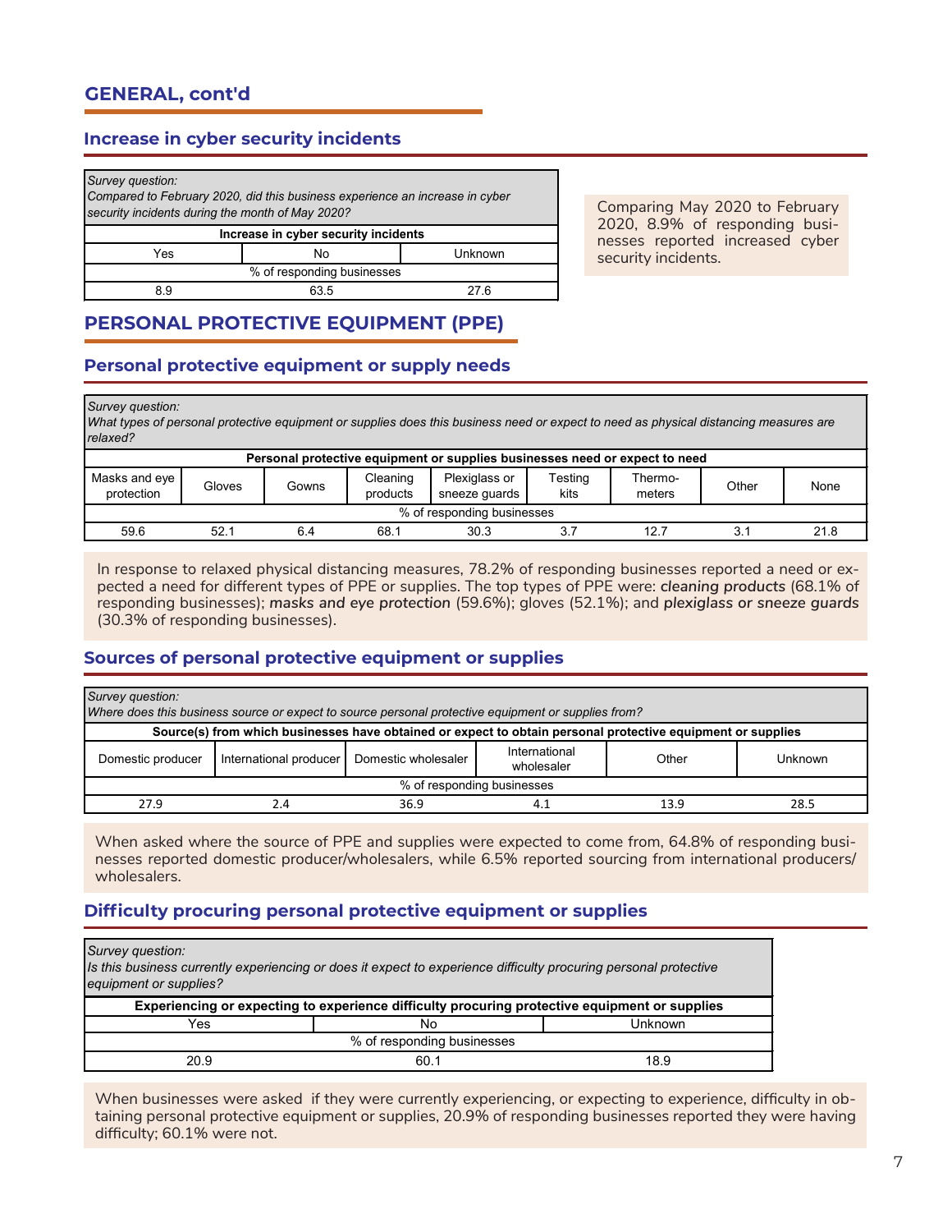## GENERAL, cont'd

### Increase in cyber security incidents

*Survey question:*
*Compared to February 2020, did this business experience an increase in cyber security incidents during the month of May 2020?*

| Increase in cyber security incidents | | |
|---|---|---|
| Yes | No | Unknown |
| % of responding businesses | | |
| 8.9 | 63.5 | 27.6 |

Comparing May 2020 to February 2020, 8.9% of responding businesses reported increased cyber security incidents.

## PERSONAL PROTECTIVE EQUIPMENT (PPE)

### Personal protective equipment or supply needs

*Survey question:*
*What types of personal protective equipment or supplies does this business need or expect to need as physical distancing measures are relaxed?*

| Personal protective equipment or supplies businesses need or expect to need | | | | | | | | |
|---|---|---|---|---|---|---|---|---|
| Masks and eye protection | Gloves | Gowns | Cleaning products | Plexiglass or sneeze guards | Testing kits | Thermo-meters | Other | None |
| % of responding businesses | | | | | | | | |
| 59.6 | 52.1 | 6.4 | 68.1 | 30.3 | 3.7 | 12.7 | 3.1 | 21.8 |

In response to relaxed physical distancing measures, 78.2% of responding businesses reported a need or expected a need for different types of PPE or supplies. The top types of PPE were: ***cleaning products*** (68.1% of responding businesses); ***masks and eye protection*** (59.6%); gloves (52.1%); and ***plexiglass or sneeze guards*** (30.3% of responding businesses).

### Sources of personal protective equipment or supplies

*Survey question:*
*Where does this business source or expect to source personal protective equipment or supplies from?*

| Source(s) from which businesses have obtained or expect to obtain personal protective equipment or supplies | | | | | |
|---|---|---|---|---|---|
| Domestic producer | International producer | Domestic wholesaler | International wholesaler | Other | Unknown |
| % of responding businesses | | | | | |
| 27.9 | 2.4 | 36.9 | 4.1 | 13.9 | 28.5 |

When asked where the source of PPE and supplies were expected to come from, 64.8% of responding businesses reported domestic producer/wholesalers, while 6.5% reported sourcing from international producers/wholesalers.

### Difficulty procuring personal protective equipment or supplies

*Survey question:*
*Is this business currently experiencing or does it expect to experience difficulty procuring personal protective equipment or supplies?*

| Experiencing or expecting to experience difficulty procuring protective equipment or supplies | | |
|---|---|---|
| Yes | No | Unknown |
| % of responding businesses | | |
| 20.9 | 60.1 | 18.9 |

When businesses were asked if they were currently experiencing, or expecting to experience, difficulty in obtaining personal protective equipment or supplies, 20.9% of responding businesses reported they were having difficulty; 60.1% were not.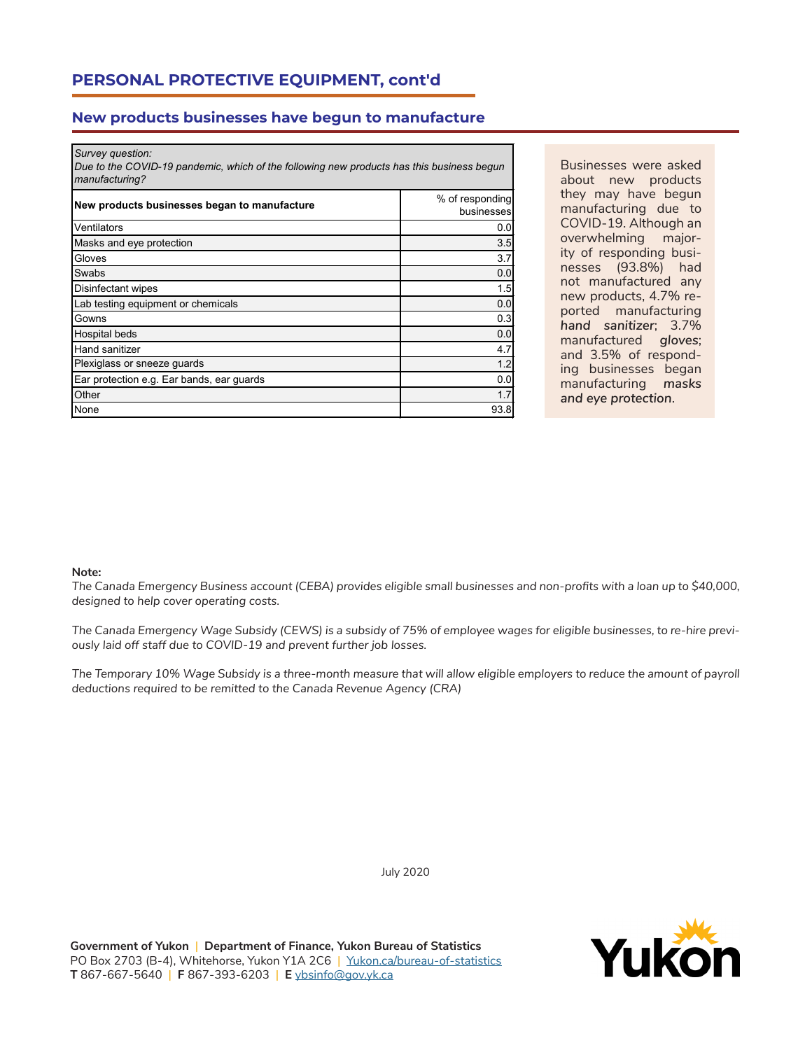## PERSONAL PROTECTIVE EQUIPMENT, cont'd

### New products businesses have begun to manufacture

*Survey question:*
*Due to the COVID-19 pandemic, which of the following new products has this business begun manufacturing?*

| New products businesses began to manufacture | % of responding businesses |
|---|---|
| Ventilators | 0.0 |
| Masks and eye protection | 3.5 |
| Gloves | 3.7 |
| Swabs | 0.0 |
| Disinfectant wipes | 1.5 |
| Lab testing equipment or chemicals | 0.0 |
| Gowns | 0.3 |
| Hospital beds | 0.0 |
| Hand sanitizer | 4.7 |
| Plexiglass or sneeze guards | 1.2 |
| Ear protection e.g. Ear bands, ear guards | 0.0 |
| Other | 1.7 |
| None | 93.8 |

Businesses were asked about new products they may have begun manufacturing due to COVID-19. Although an overwhelming majority of responding businesses (93.8%) had not manufactured any new products, 4.7% reported manufacturing ***hand sanitizer***; 3.7% manufactured ***gloves***; and 3.5% of responding businesses began manufacturing ***masks and eye protection***.

**Note:**

*The Canada Emergency Business account (CEBA) provides eligible small businesses and non-profits with a loan up to $40,000, designed to help cover operating costs.*

*The Canada Emergency Wage Subsidy (CEWS) is a subsidy of 75% of employee wages for eligible businesses, to re-hire previously laid off staff due to COVID-19 and prevent further job losses.*

*The Temporary 10% Wage Subsidy is a three-month measure that will allow eligible employers to reduce the amount of payroll deductions required to be remitted to the Canada Revenue Agency (CRA)*

July 2020

**Government of Yukon** | **Department of Finance, Yukon Bureau of Statistics**
PO Box 2703 (B-4), Whitehorse, Yukon Y1A 2C6 | Yukon.ca/bureau-of-statistics
**T** 867-667-5640 | **F** 867-393-6203 | **E** ybsinfo@gov.yk.ca

Yukon